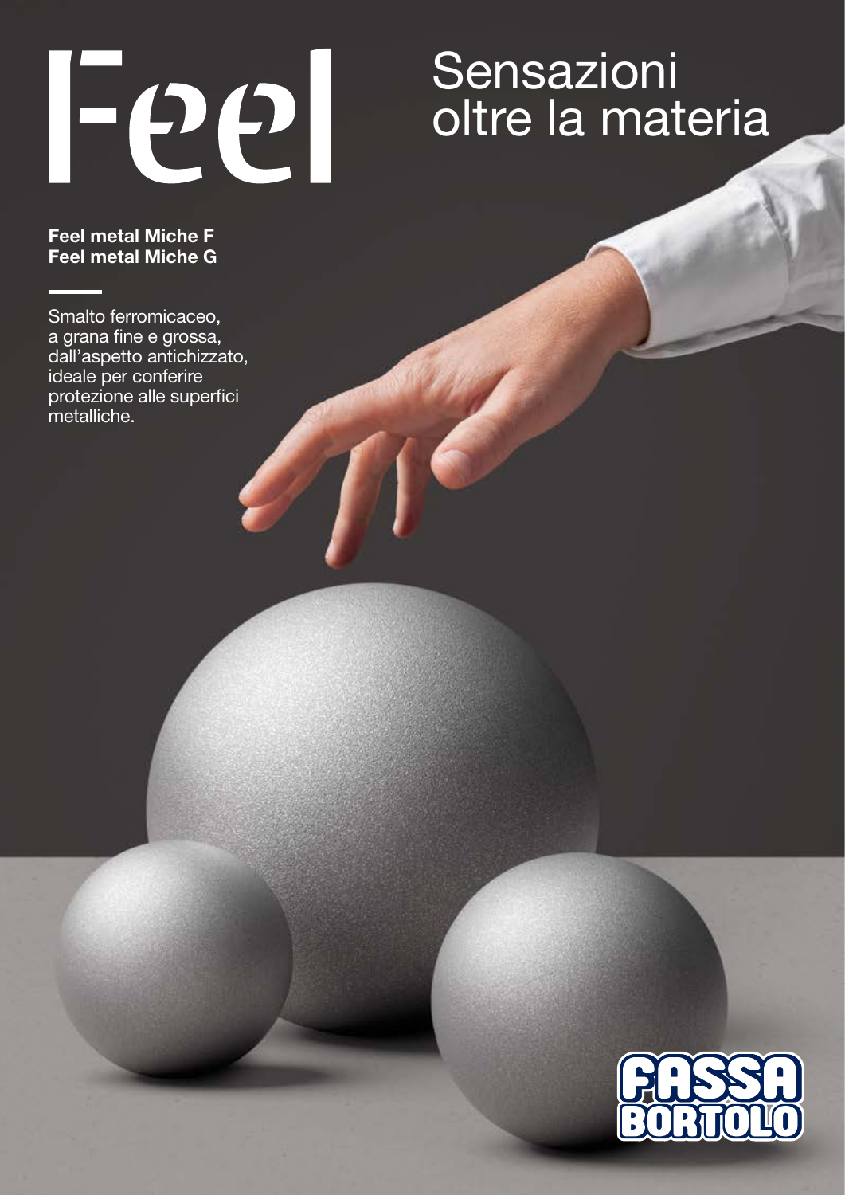# Feel

## Sensazioni oltre la materia

**Feel metal Miche F**
**Feel metal Miche G**

Smalto ferromicaceo, a grana fine e grossa, dall'aspetto antichizzato, ideale per conferire protezione alle superfici metalliche.

FASSA BORTOLO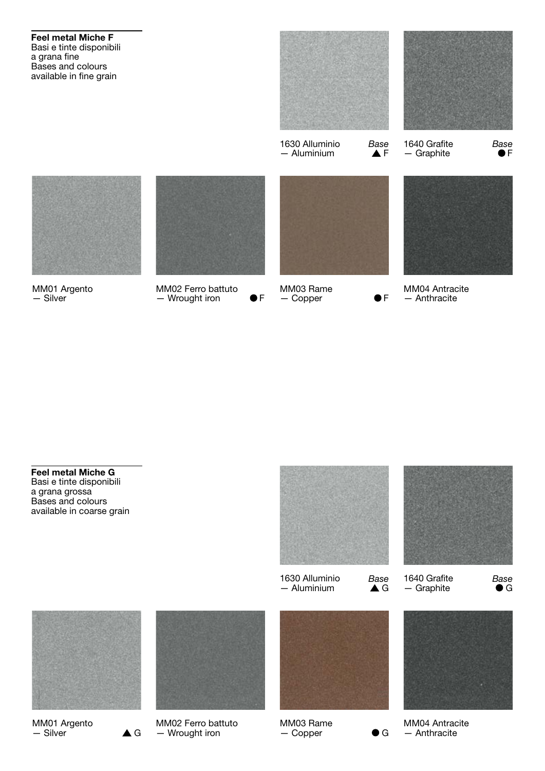**Feel metal Miche F**
Basi e tinte disponibili
a grana fine
Bases and colours
available in fine grain

1630 Alluminio — Aluminium *Base* ▲ F

1640 Grafite — Graphite *Base* ● F

MM01 Argento — Silver

MM02 Ferro battuto — Wrought iron ● F

MM03 Rame — Copper ● F

MM04 Antracite — Anthracite

**Feel metal Miche G**
Basi e tinte disponibili
a grana grossa
Bases and colours
available in coarse grain

1630 Alluminio — Aluminium *Base* ▲ G

1640 Grafite — Graphite *Base* ● G

MM01 Argento — Silver ▲ G

MM02 Ferro battuto — Wrought iron

MM03 Rame — Copper ● G

MM04 Antracite — Anthracite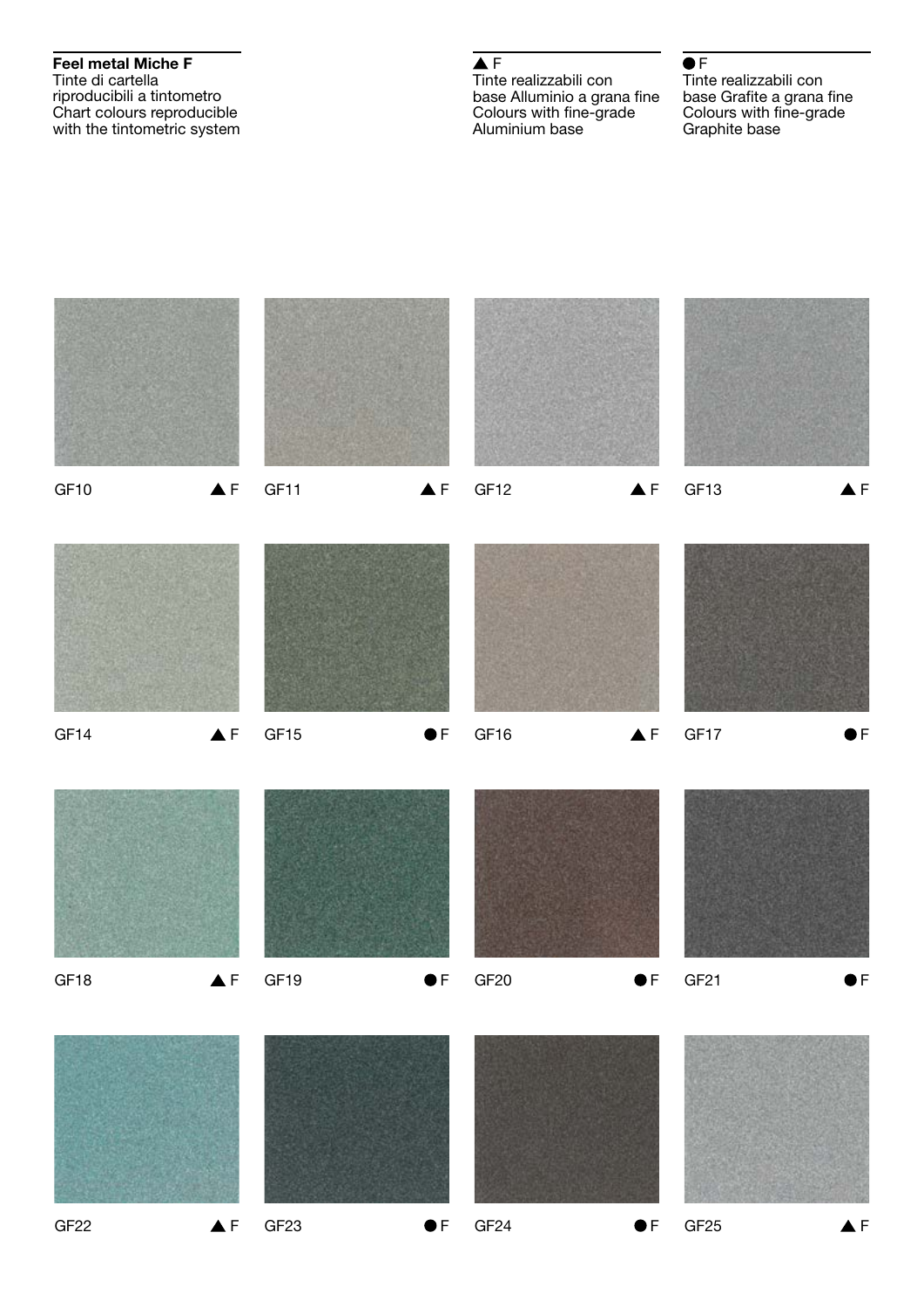**Feel metal Miche F**
Tinte di cartella
riproducibili a tintometro
Chart colours reproducible
with the tintometric system

▲ F
Tinte realizzabili con
base Alluminio a grana fine
Colours with fine-grade
Aluminium base

● F
Tinte realizzabili con
base Grafite a grana fine
Colours with fine-grade
Graphite base

GF10 ▲ F

GF11 ▲ F

GF12 ▲ F

GF13 ▲ F

GF14 ▲ F

GF15 ● F

GF16 ▲ F

GF17 ● F

GF18 ▲ F

GF19 ● F

GF20 ● F

GF21 ● F

GF22 ▲ F

GF23 ● F

GF24 ● F

GF25 ▲ F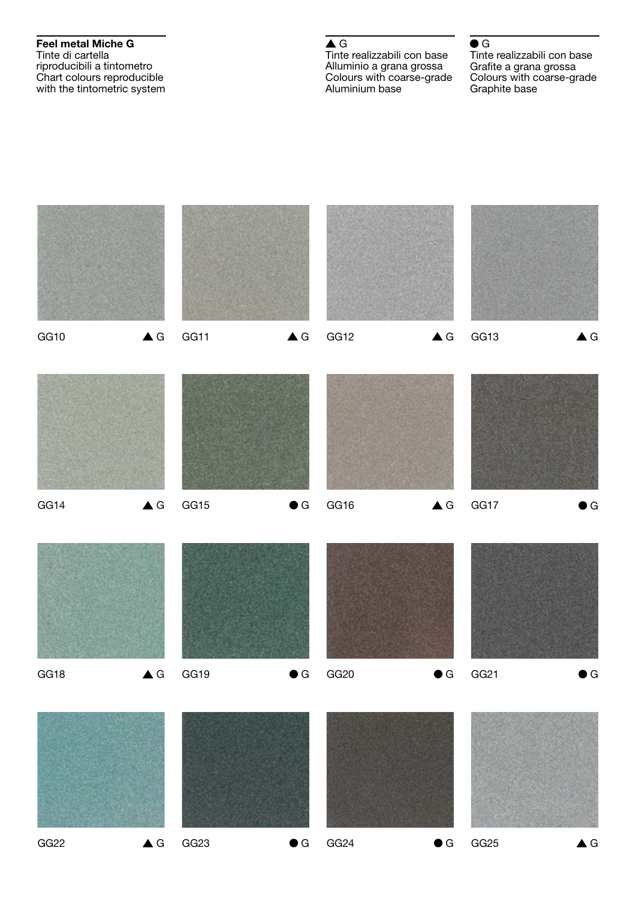**Feel metal Miche G**
Tinte di cartella
riproducibili a tintometro
Chart colours reproducible
with the tintometric system

▲ G
Tinte realizzabili con base
Alluminio a grana grossa
Colours with coarse-grade
Aluminium base

● G
Tinte realizzabili con base
Grafite a grana grossa
Colours with coarse-grade
Graphite base

GG10 ▲ G

GG11 ▲ G

GG12 ▲ G

GG13 ▲ G

GG14 ▲ G

GG15 ● G

GG16 ▲ G

GG17 ● G

GG18 ▲ G

GG19 ● G

GG20 ● G

GG21 ● G

GG22 ▲ G

GG23 ● G

GG24 ● G

GG25 ▲ G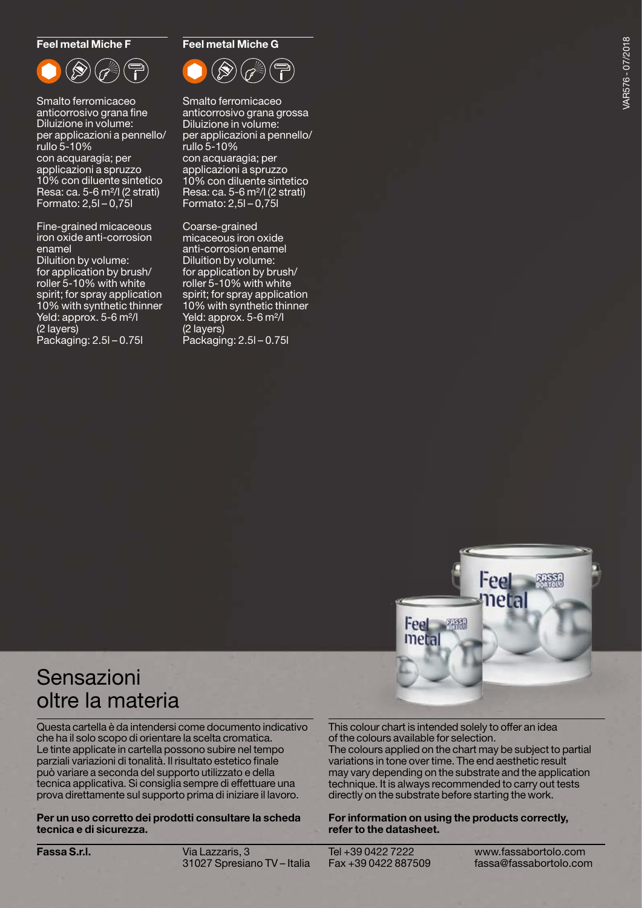### Feel metal Miche F

Smalto ferromicaceo anticorrosivo grana fine
Diluizione in volume:
per applicazioni a pennello/rullo 5-10%
con acquaragia; per applicazioni a spruzzo 10% con diluente sintetico
Resa: ca. 5-6 m²/l (2 strati)
Formato: 2,5l – 0,75l

Fine-grained micaceous iron oxide anti-corrosion enamel
Diluition by volume:
for application by brush/roller 5-10% with white spirit; for spray application 10% with synthetic thinner
Yeld: approx. 5-6 m²/l (2 layers)
Packaging: 2.5l – 0.75l

### Feel metal Miche G

Smalto ferromicaceo anticorrosivo grana grossa
Diluizione in volume:
per applicazioni a pennello/rullo 5-10%
con acquaragia; per applicazioni a spruzzo 10% con diluente sintetico
Resa: ca. 5-6 m²/l (2 strati)
Formato: 2,5l – 0,75l

Coarse-grained micaceous iron oxide anti-corrosion enamel
Diluition by volume:
for application by brush/roller 5-10% with white spirit; for spray application 10% with synthetic thinner
Yeld: approx. 5-6 m²/l (2 layers)
Packaging: 2.5l – 0.75l

## Sensazioni oltre la materia

Questa cartella è da intendersi come documento indicativo che ha il solo scopo di orientare la scelta cromatica. Le tinte applicate in cartella possono subire nel tempo parziali variazioni di tonalità. Il risultato estetico finale può variare a seconda del supporto utilizzato e della tecnica applicativa. Si consiglia sempre di effettuare una prova direttamente sul supporto prima di iniziare il lavoro.

**Per un uso corretto dei prodotti consultare la scheda tecnica e di sicurezza.**

This colour chart is intended solely to offer an idea of the colours available for selection.
The colours applied on the chart may be subject to partial variations in tone over time. The end aesthetic result may vary depending on the substrate and the application technique. It is always recommended to carry out tests directly on the substrate before starting the work.

**For information on using the products correctly, refer to the datasheet.**

**Fassa S.r.l.**
Via Lazzaris, 3
31027 Spresiano TV – Italia
Tel +39 0422 7222
Fax +39 0422 887509
www.fassabortolo.com
fassa@fassabortolo.com

VAR576 - 07/2018